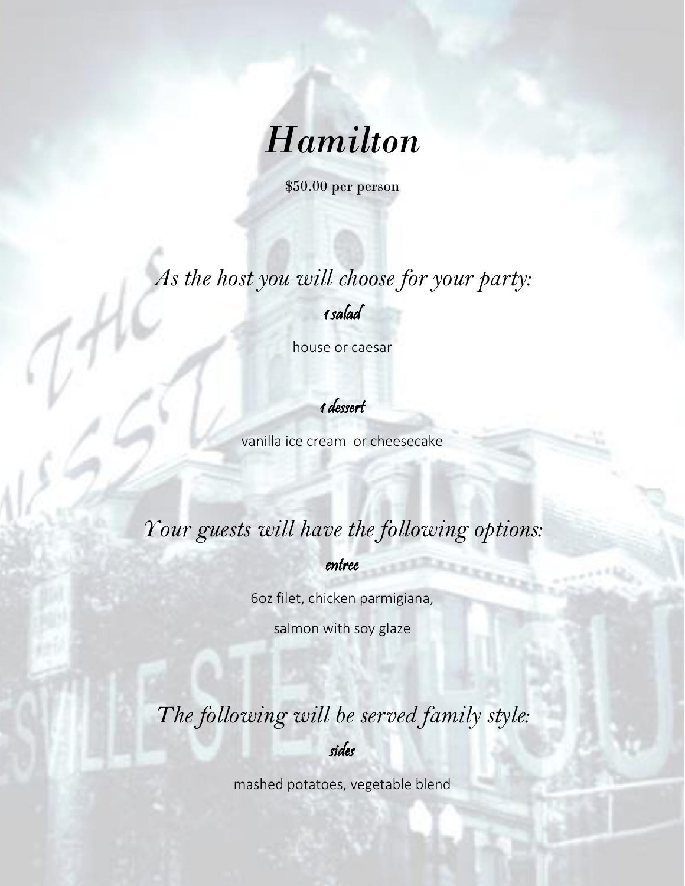# *Hamilton*

**$50.00 per person**

## *As the host you will choose for your party:*

*1 salad*

house or caesar

*1 dessert*

vanilla ice cream or cheesecake

## *Your guests will have the following options:*

*entree*

6oz filet, chicken parmigiana,

salmon with soy glaze

## *The following will be served family style:*

*sides*

mashed potatoes, vegetable blend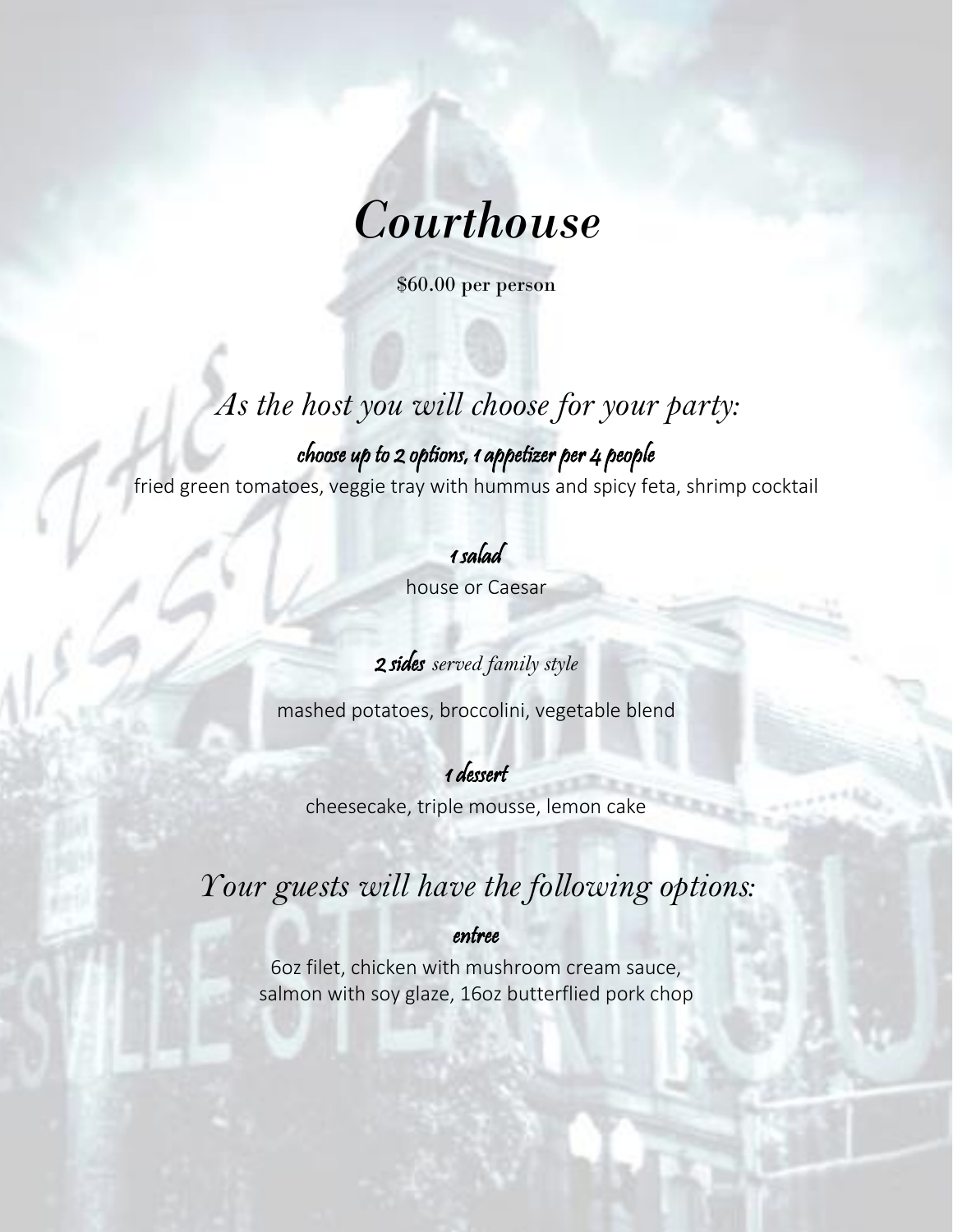# *Courthouse*

$60.00 per person

## *As the host you will choose for your party:*

### choose up to 2 options, 1 appetizer per 4 people

fried green tomatoes, veggie tray with hummus and spicy feta, shrimp cocktail

### 1 salad

house or Caesar

### 2 sides *served family style*

mashed potatoes, broccolini, vegetable blend

### 1 dessert

cheesecake, triple mousse, lemon cake

## *Your guests will have the following options:*

### entree

6oz filet, chicken with mushroom cream sauce,
salmon with soy glaze, 16oz butterflied pork chop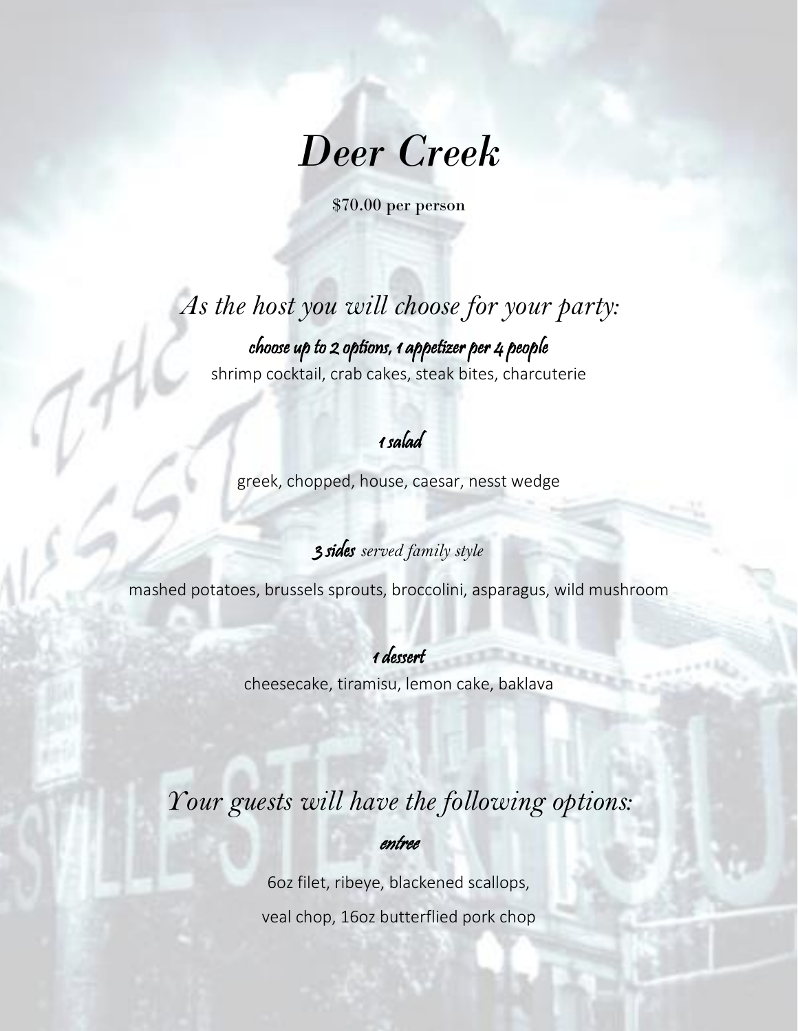# *Deer Creek*

**$70.00 per person**

## *As the host you will choose for your party:*

### choose up to 2 options, 1 appetizer per 4 people

shrimp cocktail, crab cakes, steak bites, charcuterie

### 1 salad

greek, chopped, house, caesar, nesst wedge

### 3 sides *served family style*

mashed potatoes, brussels sprouts, broccolini, asparagus, wild mushroom

### 1 dessert

cheesecake, tiramisu, lemon cake, baklava

## *Your guests will have the following options:*

### entree

6oz filet, ribeye, blackened scallops,

veal chop, 16oz butterflied pork chop